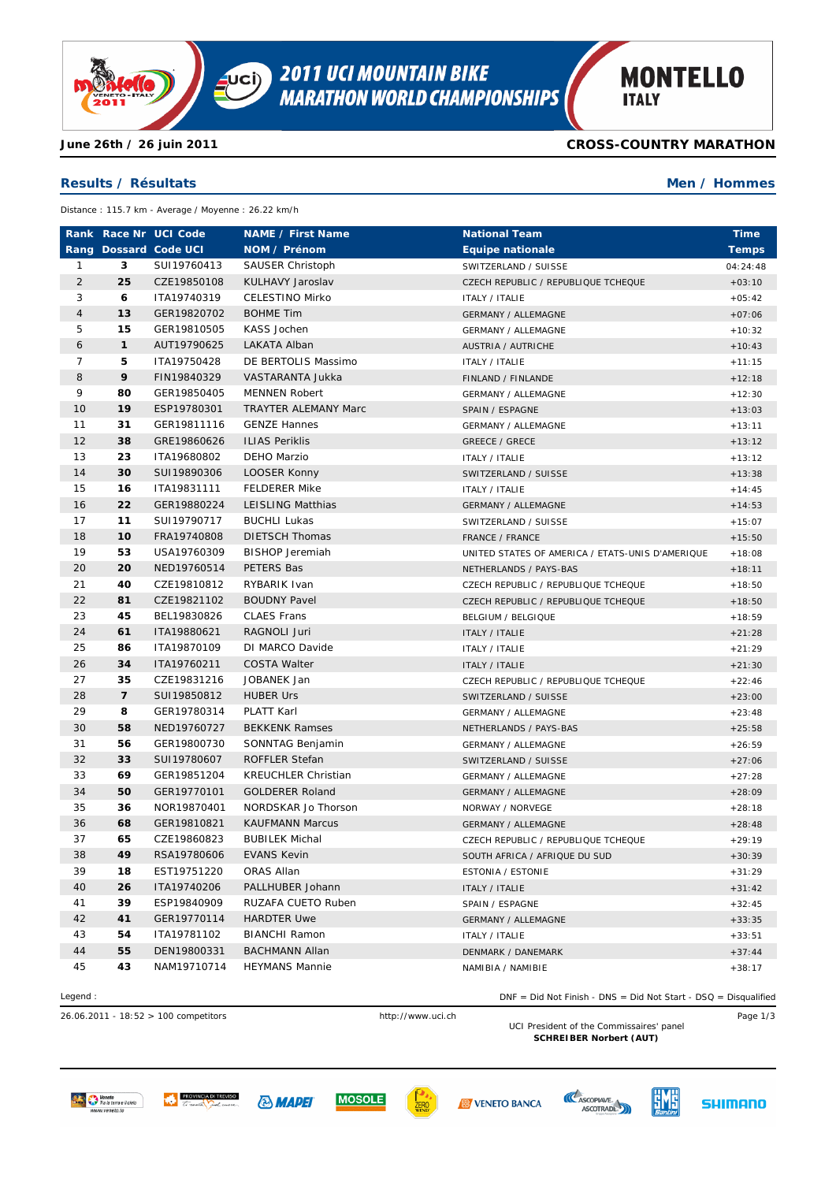# 2011 UCI MOUNTAIN BIKE MARATHON WORLD CHAMPIONSHIPS

MONTELLO ITALY

**June 26th / 26 juin 2011** **CROSS-COUNTRY MARATHON**

## Results / Résultats

**Men / Hommes**

Distance : 115.7 km - Average / Moyenne : 26.22 km/h

| Rank<br>Rang | Race Nr<br>Dossard | UCI Code<br>Code UCI | NAME / First Name<br>NOM / Prénom | National Team<br>Equipe nationale | Time<br>Temps |
|---|---|---|---|---|---|
| 1 | 3 | SUI19760413 | SAUSER Christoph | SWITZERLAND / SUISSE | 04:24:48 |
| 2 | 25 | CZE19850108 | KULHAVY Jaroslav | CZECH REPUBLIC / REPUBLIQUE TCHEQUE | +03:10 |
| 3 | 6 | ITA19740319 | CELESTINO Mirko | ITALY / ITALIE | +05:42 |
| 4 | 13 | GER19820702 | BOHME Tim | GERMANY / ALLEMAGNE | +07:06 |
| 5 | 15 | GER19810505 | KASS Jochen | GERMANY / ALLEMAGNE | +10:32 |
| 6 | 1 | AUT19790625 | LAKATA Alban | AUSTRIA / AUTRICHE | +10:43 |
| 7 | 5 | ITA19750428 | DE BERTOLIS Massimo | ITALY / ITALIE | +11:15 |
| 8 | 9 | FIN19840329 | VASTARANTA Jukka | FINLAND / FINLANDE | +12:18 |
| 9 | 80 | GER19850405 | MENNEN Robert | GERMANY / ALLEMAGNE | +12:30 |
| 10 | 19 | ESP19780301 | TRAYTER ALEMANY Marc | SPAIN / ESPAGNE | +13:03 |
| 11 | 31 | GER19811116 | GENZE Hannes | GERMANY / ALLEMAGNE | +13:11 |
| 12 | 38 | GRE19860626 | ILIAS Periklis | GREECE / GRECE | +13:12 |
| 13 | 23 | ITA19680802 | DEHO Marzio | ITALY / ITALIE | +13:12 |
| 14 | 30 | SUI19890306 | LOOSER Konny | SWITZERLAND / SUISSE | +13:38 |
| 15 | 16 | ITA19831111 | FELDERER Mike | ITALY / ITALIE | +14:45 |
| 16 | 22 | GER19880224 | LEISLING Matthias | GERMANY / ALLEMAGNE | +14:53 |
| 17 | 11 | SUI19790717 | BUCHLI Lukas | SWITZERLAND / SUISSE | +15:07 |
| 18 | 10 | FRA19740808 | DIETSCH Thomas | FRANCE / FRANCE | +15:50 |
| 19 | 53 | USA19760309 | BISHOP Jeremiah | UNITED STATES OF AMERICA / ETATS-UNIS D'AMERIQUE | +18:08 |
| 20 | 20 | NED19760514 | PETERS Bas | NETHERLANDS / PAYS-BAS | +18:11 |
| 21 | 40 | CZE19810812 | RYBARIK Ivan | CZECH REPUBLIC / REPUBLIQUE TCHEQUE | +18:50 |
| 22 | 81 | CZE19821102 | BOUDNY Pavel | CZECH REPUBLIC / REPUBLIQUE TCHEQUE | +18:50 |
| 23 | 45 | BEL19830826 | CLAES Frans | BELGIUM / BELGIQUE | +18:59 |
| 24 | 61 | ITA19880621 | RAGNOLI Juri | ITALY / ITALIE | +21:28 |
| 25 | 86 | ITA19870109 | DI MARCO Davide | ITALY / ITALIE | +21:29 |
| 26 | 34 | ITA19760211 | COSTA Walter | ITALY / ITALIE | +21:30 |
| 27 | 35 | CZE19831216 | JOBANEK Jan | CZECH REPUBLIC / REPUBLIQUE TCHEQUE | +22:46 |
| 28 | 7 | SUI19850812 | HUBER Urs | SWITZERLAND / SUISSE | +23:00 |
| 29 | 8 | GER19780314 | PLATT Karl | GERMANY / ALLEMAGNE | +23:48 |
| 30 | 58 | NED19760727 | BEKKENK Ramses | NETHERLANDS / PAYS-BAS | +25:58 |
| 31 | 56 | GER19800730 | SONNTAG Benjamin | GERMANY / ALLEMAGNE | +26:59 |
| 32 | 33 | SUI19780607 | ROFFLER Stefan | SWITZERLAND / SUISSE | +27:06 |
| 33 | 69 | GER19851204 | KREUCHLER Christian | GERMANY / ALLEMAGNE | +27:28 |
| 34 | 50 | GER19770101 | GOLDERER Roland | GERMANY / ALLEMAGNE | +28:09 |
| 35 | 36 | NOR19870401 | NORDSKAR Jo Thorson | NORWAY / NORVEGE | +28:18 |
| 36 | 68 | GER19810821 | KAUFMANN Marcus | GERMANY / ALLEMAGNE | +28:48 |
| 37 | 65 | CZE19860823 | BUBILEK Michal | CZECH REPUBLIC / REPUBLIQUE TCHEQUE | +29:19 |
| 38 | 49 | RSA19780606 | EVANS Kevin | SOUTH AFRICA / AFRIQUE DU SUD | +30:39 |
| 39 | 18 | EST19751220 | ORAS Allan | ESTONIA / ESTONIE | +31:29 |
| 40 | 26 | ITA19740206 | PALLHUBER Johann | ITALY / ITALIE | +31:42 |
| 41 | 39 | ESP19840909 | RUZAFA CUETO Ruben | SPAIN / ESPAGNE | +32:45 |
| 42 | 41 | GER19770114 | HARDTER Uwe | GERMANY / ALLEMAGNE | +33:35 |
| 43 | 54 | ITA19781102 | BIANCHI Ramon | ITALY / ITALIE | +33:51 |
| 44 | 55 | DEN19800331 | BACHMANN Allan | DENMARK / DANEMARK | +37:44 |
| 45 | 43 | NAM19710714 | HEYMANS Mannie | NAMIBIA / NAMIBIE | +38:17 |

Legend : DNF = Did Not Finish - DNS = Did Not Start - DSQ = Disqualified

26.06.2011 - 18:52 > 100 competitors

http://www.uci.ch

UCI President of the Commissaires' panel
**SCHREIBER Norbert (AUT)**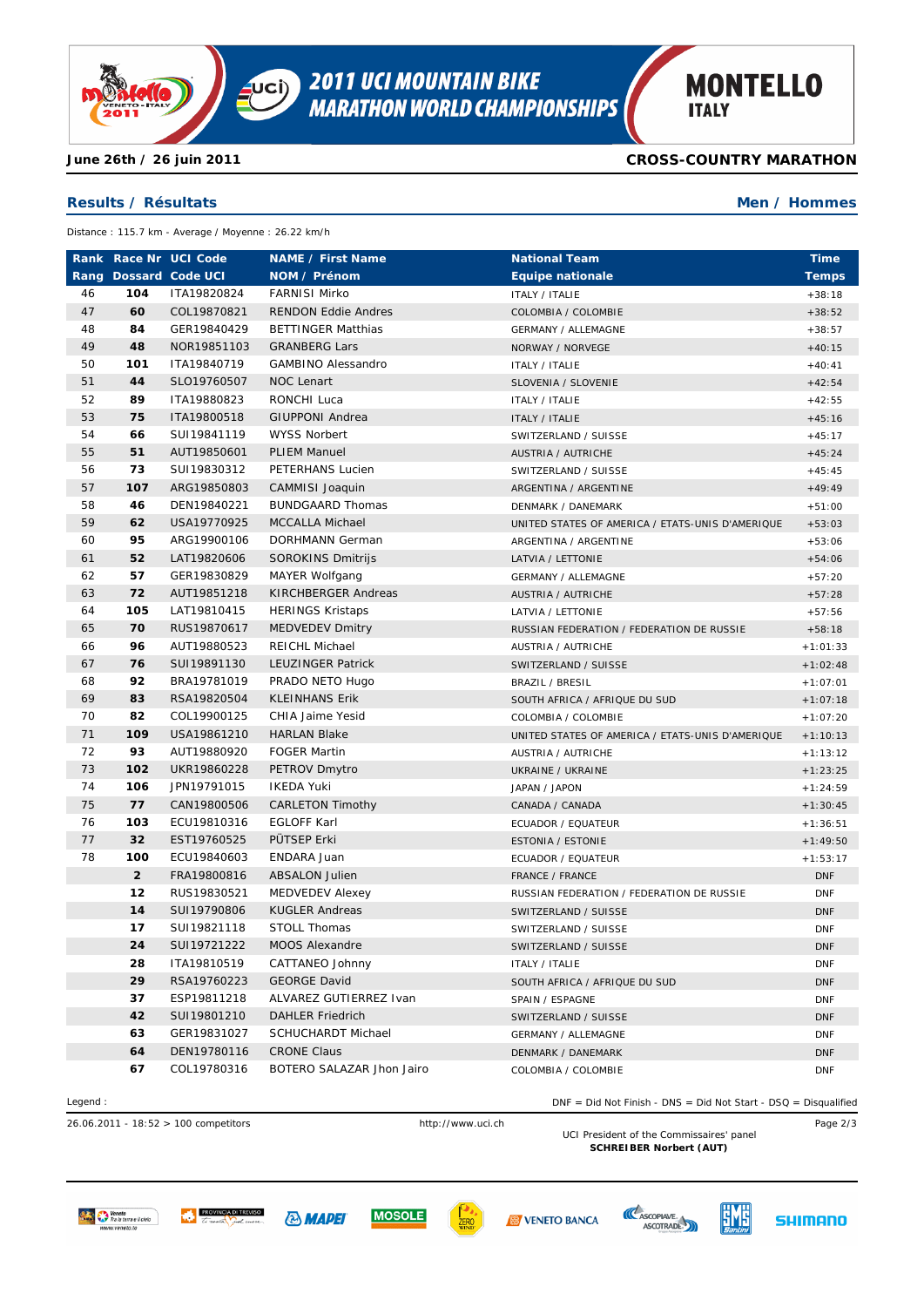**June 26th / 26 juin 2011**

**CROSS-COUNTRY MARATHON**

## Results / Résultats

## Men / Hommes

Distance : 115.7 km - Average / Moyenne : 26.22 km/h

| Rank<br>Rang | Race Nr<br>Dossard | UCI Code<br>Code UCI | NAME / First Name<br>NOM / Prénom | National Team<br>Equipe nationale | Time<br>Temps |
|---|---|---|---|---|---|
| 46 | 104 | ITA19820824 | FARNISI Mirko | ITALY / ITALIE | +38:18 |
| 47 | 60 | COL19870821 | RENDON Eddie Andres | COLOMBIA / COLOMBIE | +38:52 |
| 48 | 84 | GER19840429 | BETTINGER Matthias | GERMANY / ALLEMAGNE | +38:57 |
| 49 | 48 | NOR19851103 | GRANBERG Lars | NORWAY / NORVEGE | +40:15 |
| 50 | 101 | ITA19840719 | GAMBINO Alessandro | ITALY / ITALIE | +40:41 |
| 51 | 44 | SLO19760507 | NOC Lenart | SLOVENIA / SLOVENIE | +42:54 |
| 52 | 89 | ITA19880823 | RONCHI Luca | ITALY / ITALIE | +42:55 |
| 53 | 75 | ITA19800518 | GIUPPONI Andrea | ITALY / ITALIE | +45:16 |
| 54 | 66 | SUI19841119 | WYSS Norbert | SWITZERLAND / SUISSE | +45:17 |
| 55 | 51 | AUT19850601 | PLIEM Manuel | AUSTRIA / AUTRICHE | +45:24 |
| 56 | 73 | SUI19830312 | PETERHANS Lucien | SWITZERLAND / SUISSE | +45:45 |
| 57 | 107 | ARG19850803 | CAMMISI Joaquin | ARGENTINA / ARGENTINE | +49:49 |
| 58 | 46 | DEN19840221 | BUNDGAARD Thomas | DENMARK / DANEMARK | +51:00 |
| 59 | 62 | USA19770925 | MCCALLA Michael | UNITED STATES OF AMERICA / ETATS-UNIS D'AMERIQUE | +53:03 |
| 60 | 95 | ARG19900106 | DORHMANN German | ARGENTINA / ARGENTINE | +53:06 |
| 61 | 52 | LAT19820606 | SOROKINS Dmitrijs | LATVIA / LETTONIE | +54:06 |
| 62 | 57 | GER19830829 | MAYER Wolfgang | GERMANY / ALLEMAGNE | +57:20 |
| 63 | 72 | AUT19851218 | KIRCHBERGER Andreas | AUSTRIA / AUTRICHE | +57:28 |
| 64 | 105 | LAT19810415 | HERINGS Kristaps | LATVIA / LETTONIE | +57:56 |
| 65 | 70 | RUS19870617 | MEDVEDEV Dmitry | RUSSIAN FEDERATION / FEDERATION DE RUSSIE | +58:18 |
| 66 | 96 | AUT19880523 | REICHL Michael | AUSTRIA / AUTRICHE | +1:01:33 |
| 67 | 76 | SUI19891130 | LEUZINGER Patrick | SWITZERLAND / SUISSE | +1:02:48 |
| 68 | 92 | BRA19781019 | PRADO NETO Hugo | BRAZIL / BRESIL | +1:07:01 |
| 69 | 83 | RSA19820504 | KLEINHANS Erik | SOUTH AFRICA / AFRIQUE DU SUD | +1:07:18 |
| 70 | 82 | COL19900125 | CHIA Jaime Yesid | COLOMBIA / COLOMBIE | +1:07:20 |
| 71 | 109 | USA19861210 | HARLAN Blake | UNITED STATES OF AMERICA / ETATS-UNIS D'AMERIQUE | +1:10:13 |
| 72 | 93 | AUT19880920 | FOGER Martin | AUSTRIA / AUTRICHE | +1:13:12 |
| 73 | 102 | UKR19860228 | PETROV Dmytro | UKRAINE / UKRAINE | +1:23:25 |
| 74 | 106 | JPN19791015 | IKEDA Yuki | JAPAN / JAPON | +1:24:59 |
| 75 | 77 | CAN19800506 | CARLETON Timothy | CANADA / CANADA | +1:30:45 |
| 76 | 103 | ECU19810316 | EGLOFF Karl | ECUADOR / EQUATEUR | +1:36:51 |
| 77 | 32 | EST19760525 | PÜTSEP Erki | ESTONIA / ESTONIE | +1:49:50 |
| 78 | 100 | ECU19840603 | ENDARA Juan | ECUADOR / EQUATEUR | +1:53:17 |
| | 2 | FRA19800816 | ABSALON Julien | FRANCE / FRANCE | DNF |
| | 12 | RUS19830521 | MEDVEDEV Alexey | RUSSIAN FEDERATION / FEDERATION DE RUSSIE | DNF |
| | 14 | SUI19790806 | KUGLER Andreas | SWITZERLAND / SUISSE | DNF |
| | 17 | SUI19821118 | STOLL Thomas | SWITZERLAND / SUISSE | DNF |
| | 24 | SUI19721222 | MOOS Alexandre | SWITZERLAND / SUISSE | DNF |
| | 28 | ITA19810519 | CATTANEO Johnny | ITALY / ITALIE | DNF |
| | 29 | RSA19760223 | GEORGE David | SOUTH AFRICA / AFRIQUE DU SUD | DNF |
| | 37 | ESP19811218 | ALVAREZ GUTIERREZ Ivan | SPAIN / ESPAGNE | DNF |
| | 42 | SUI19801210 | DAHLER Friedrich | SWITZERLAND / SUISSE | DNF |
| | 63 | GER19831027 | SCHUCHARDT Michael | GERMANY / ALLEMAGNE | DNF |
| | 64 | DEN19780116 | CRONE Claus | DENMARK / DANEMARK | DNF |
| | 67 | COL19780316 | BOTERO SALAZAR Jhon Jairo | COLOMBIA / COLOMBIE | DNF |

Legend : DNF = Did Not Finish - DNS = Did Not Start - DSQ = Disqualified

26.06.2011 - 18:52 > 100 competitors

http://www.uci.ch

UCI President of the Commissaires' panel
**SCHREIBER Norbert (AUT)**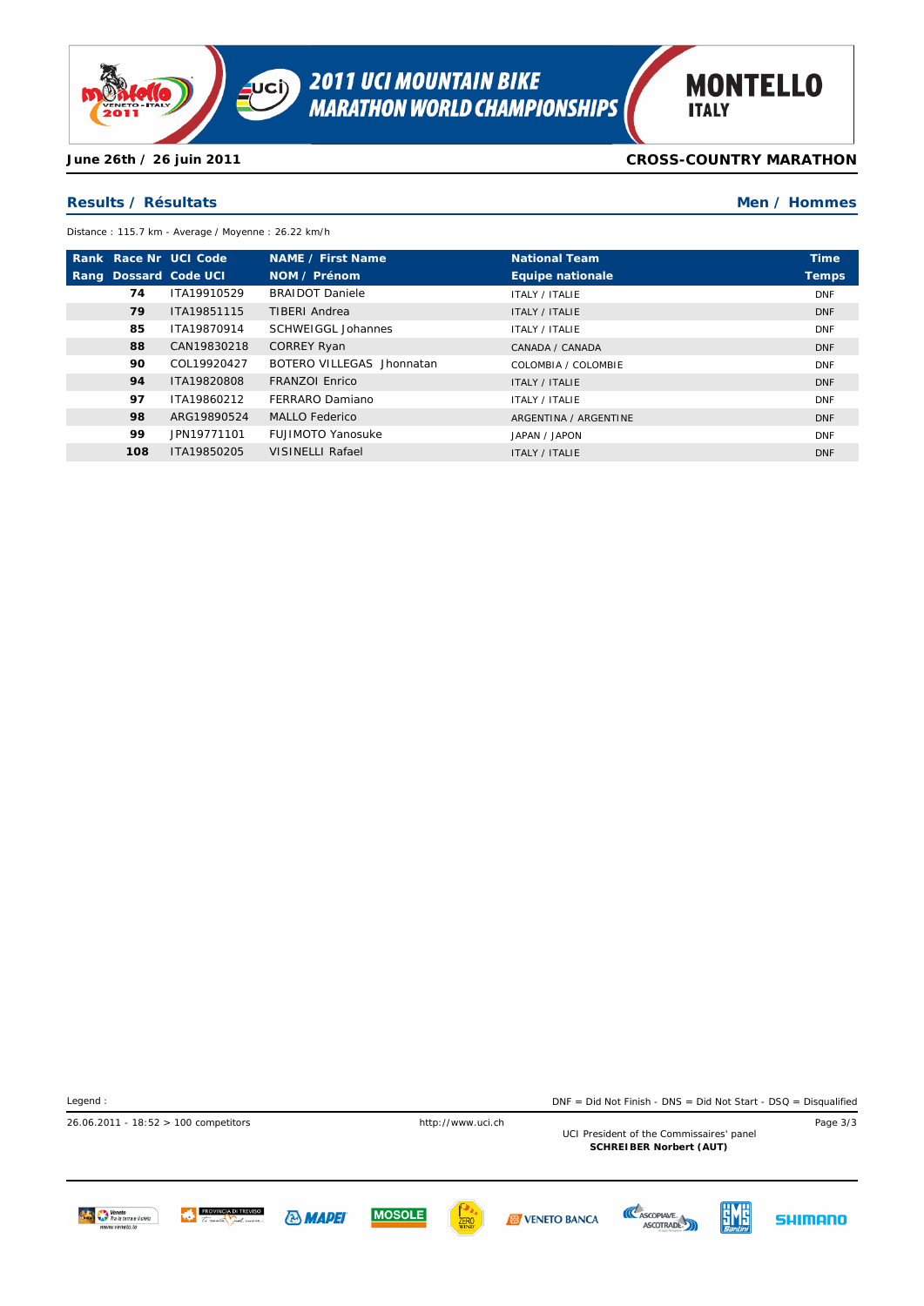**June 26th / 26 juin 2011** **CROSS-COUNTRY MARATHON**

## Results / Résultats

## Men / Hommes

Distance : 115.7 km - Average / Moyenne : 26.22 km/h

| Rank Rang | Race Nr Dossard | UCI Code Code UCI | NAME / First Name NOM / Prénom | National Team Equipe nationale | Time Temps |
|---|---|---|---|---|---|
| | 74 | ITA19910529 | BRAIDOT Daniele | ITALY / ITALIE | DNF |
| | 79 | ITA19851115 | TIBERI Andrea | ITALY / ITALIE | DNF |
| | 85 | ITA19870914 | SCHWEIGGL Johannes | ITALY / ITALIE | DNF |
| | 88 | CAN19830218 | CORREY Ryan | CANADA / CANADA | DNF |
| | 90 | COL19920427 | BOTERO VILLEGAS Jhonnatan | COLOMBIA / COLOMBIE | DNF |
| | 94 | ITA19820808 | FRANZOI Enrico | ITALY / ITALIE | DNF |
| | 97 | ITA19860212 | FERRARO Damiano | ITALY / ITALIE | DNF |
| | 98 | ARG19890524 | MALLO Federico | ARGENTINA / ARGENTINE | DNF |
| | 99 | JPN19771101 | FUJIMOTO Yanosuke | JAPAN / JAPON | DNF |
| | 108 | ITA19850205 | VISINELLI Rafael | ITALY / ITALIE | DNF |

Legend : DNF = Did Not Finish - DNS = Did Not Start - DSQ = Disqualified

26.06.2011 - 18:52 > 100 competitors

http://www.uci.ch

UCI President of the Commissaires' panel
**SCHREIBER Norbert (AUT)**